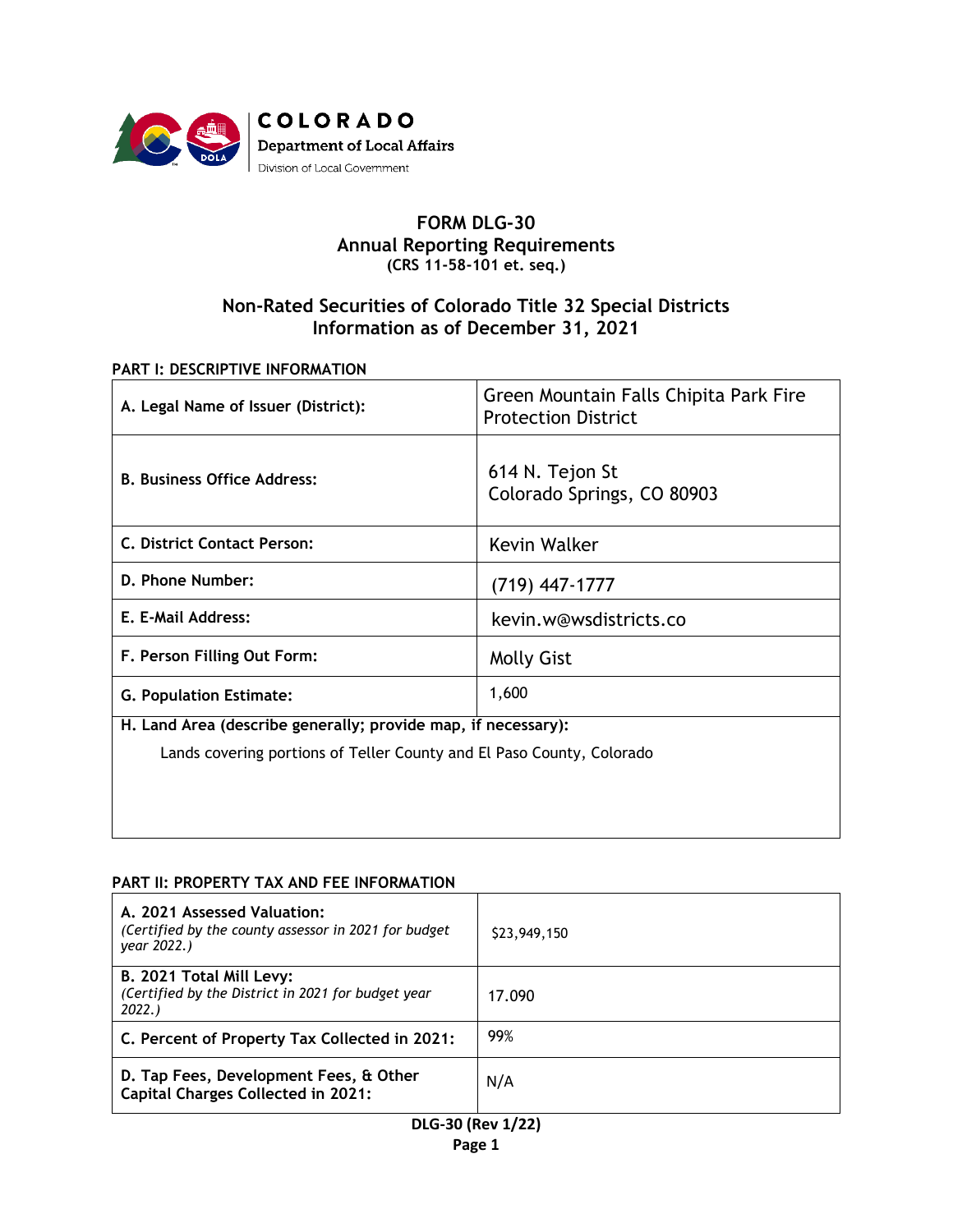COLORADO
Department of Local Affairs
Division of Local Government

# FORM DLG-30
## Annual Reporting Requirements
**(CRS 11-58-101 et. seq.)**

## Non-Rated Securities of Colorado Title 32 Special Districts
## Information as of December 31, 2021

### PART I: DESCRIPTIVE INFORMATION

| | |
|---|---|
| **A. Legal Name of Issuer (District):** | Green Mountain Falls Chipita Park Fire Protection District |
| **B. Business Office Address:** | 614 N. Tejon St<br>Colorado Springs, CO 80903 |
| **C. District Contact Person:** | Kevin Walker |
| **D. Phone Number:** | (719) 447-1777 |
| **E. E-Mail Address:** | kevin.w@wsdistricts.co |
| **F. Person Filling Out Form:** | Molly Gist |
| **G. Population Estimate:** | 1,600 |

**H. Land Area (describe generally; provide map, if necessary):**

Lands covering portions of Teller County and El Paso County, Colorado

### PART II: PROPERTY TAX AND FEE INFORMATION

| | |
|---|---|
| **A. 2021 Assessed Valuation:**<br>*(Certified by the county assessor in 2021 for budget year 2022.)* | $23,949,150 |
| **B. 2021 Total Mill Levy:**<br>*(Certified by the District in 2021 for budget year 2022.)* | 17.090 |
| **C. Percent of Property Tax Collected in 2021:** | 99% |
| **D. Tap Fees, Development Fees, & Other Capital Charges Collected in 2021:** | N/A |

**DLG-30 (Rev 1/22)**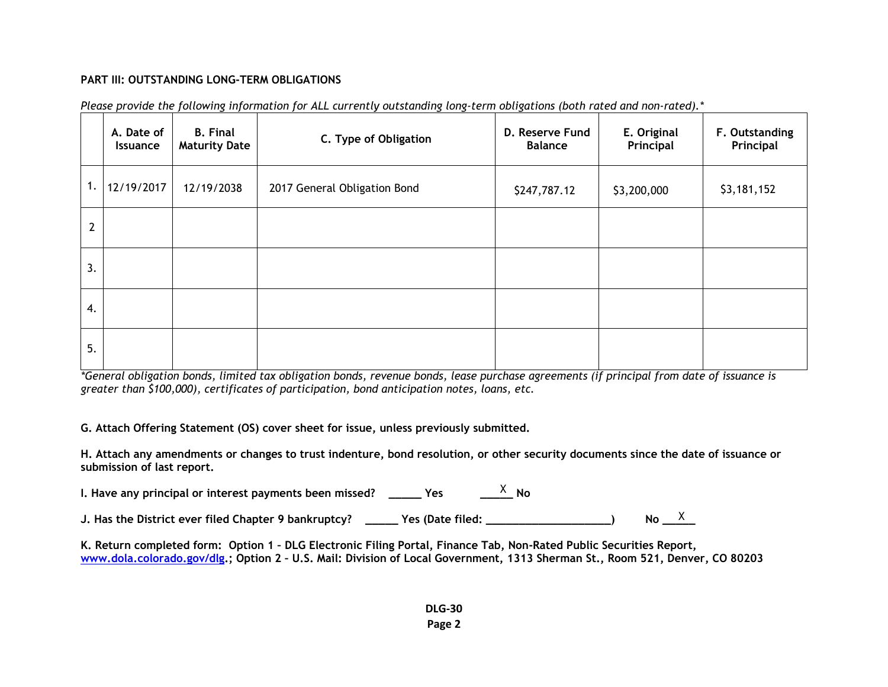## PART III: OUTSTANDING LONG-TERM OBLIGATIONS

*Please provide the following information for ALL currently outstanding long-term obligations (both rated and non-rated).**

| | A. Date of Issuance | B. Final Maturity Date | C. Type of Obligation | D. Reserve Fund Balance | E. Original Principal | F. Outstanding Principal |
|---|---|---|---|---|---|---|
| 1. | 12/19/2017 | 12/19/2038 | 2017 General Obligation Bond | $247,787.12 | $3,200,000 | $3,181,152 |
| 2 | | | | | | |
| 3. | | | | | | |
| 4. | | | | | | |
| 5. | | | | | | |

**General obligation bonds, limited tax obligation bonds, revenue bonds, lease purchase agreements (if principal from date of issuance is greater than $100,000), certificates of participation, bond anticipation notes, loans, etc.*

**G. Attach Offering Statement (OS) cover sheet for issue, unless previously submitted.**

**H. Attach any amendments or changes to trust indenture, bond resolution, or other security documents since the date of issuance or submission of last report.**

**I. Have any principal or interest payments been missed?** ______ **Yes** __X__ **No**

**J. Has the District ever filed Chapter 9 bankruptcy?** ______ **Yes (Date filed: ____________________)** **No** __X__

**K. Return completed form: Option 1 – DLG Electronic Filing Portal, Finance Tab, Non-Rated Public Securities Report, www.dola.colorado.gov/dlg.; Option 2 – U.S. Mail: Division of Local Government, 1313 Sherman St., Room 521, Denver, CO 80203**

**DLG-30**